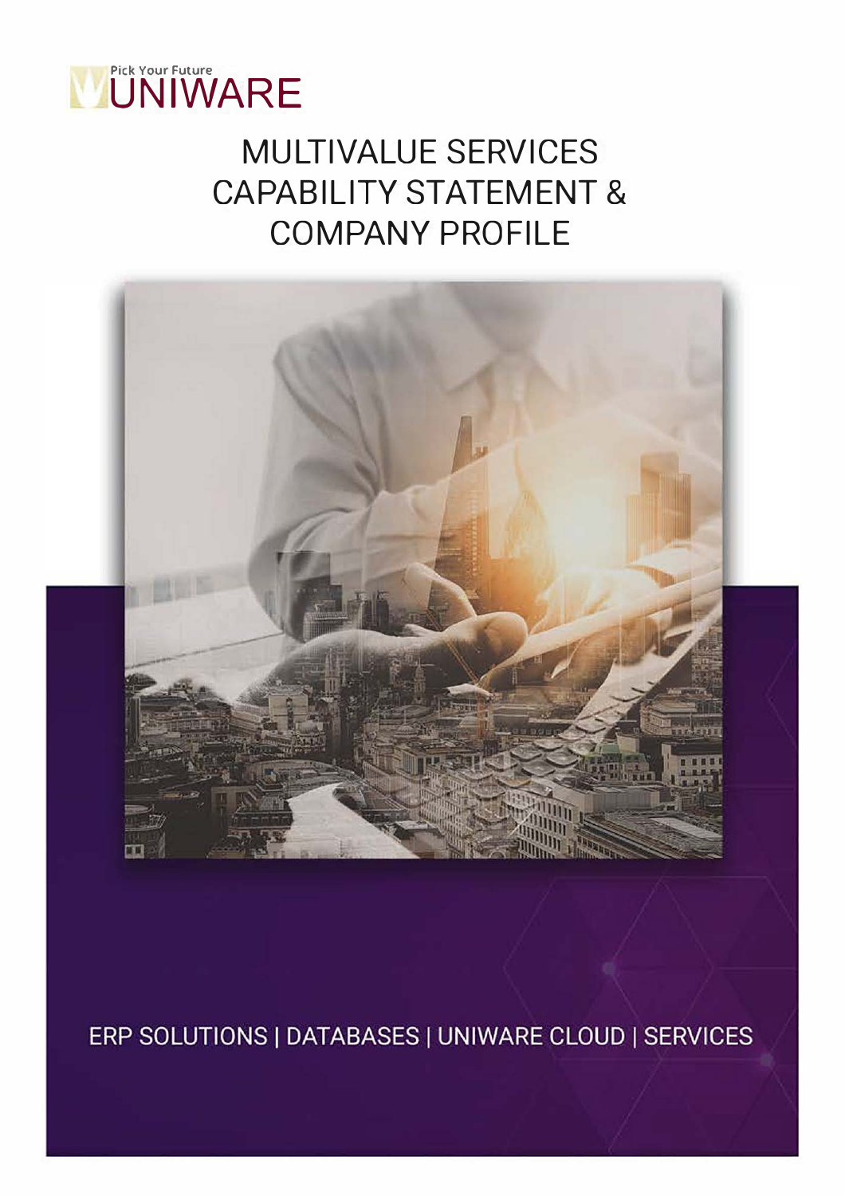Pick Your Future

UNIWARE

# MULTIVALUE SERVICES CAPABILITY STATEMENT & COMPANY PROFILE

ERP SOLUTIONS | DATABASES | UNIWARE CLOUD | SERVICES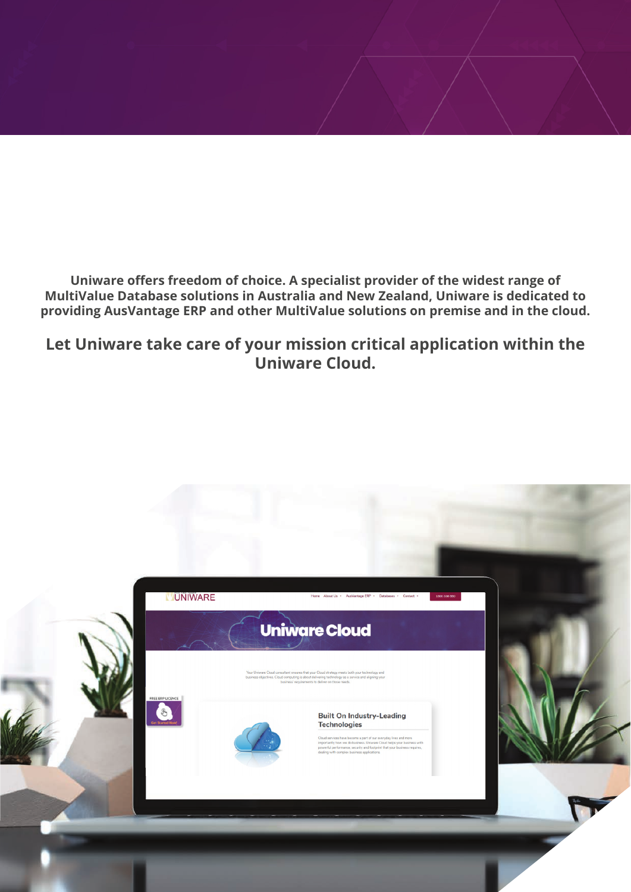**Uniware offers freedom of choice. A specialist provider of the widest range of MultiValue Database solutions in Australia and New Zealand, Uniware is dedicated to providing AusVantage ERP and other MultiValue solutions on premise and in the cloud.**

## Let Uniware take care of your mission critical application within the Uniware Cloud.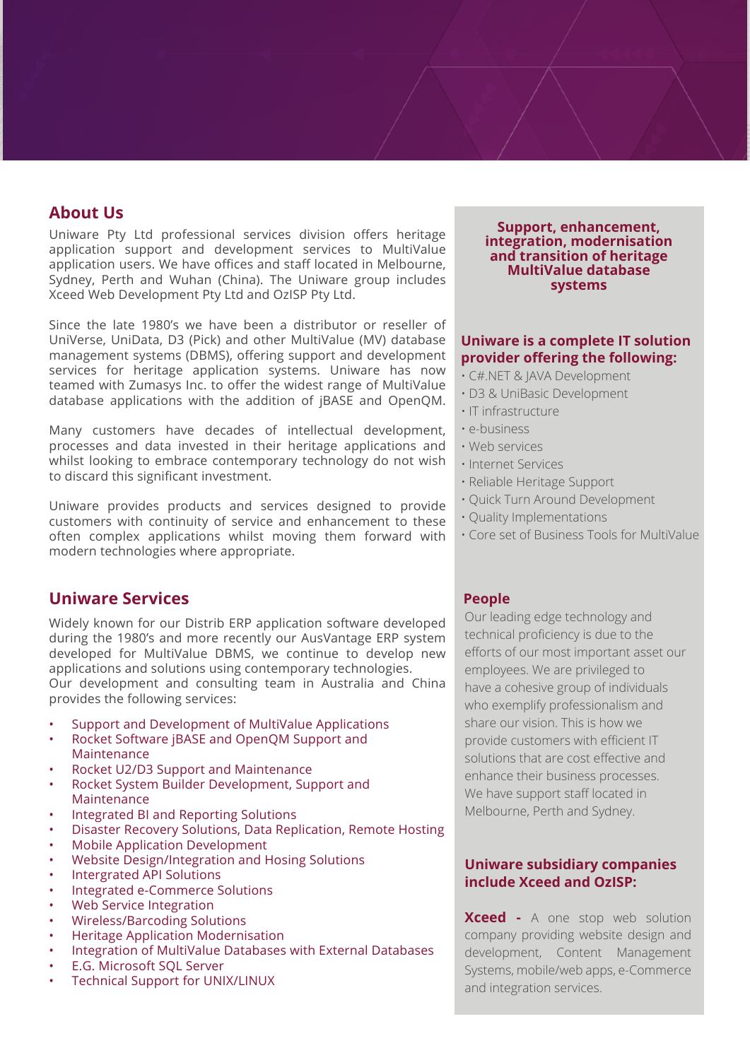## About Us

Uniware Pty Ltd professional services division offers heritage application support and development services to MultiValue application users. We have offices and staff located in Melbourne, Sydney, Perth and Wuhan (China). The Uniware group includes Xceed Web Development Pty Ltd and OzISP Pty Ltd.

Since the late 1980's we have been a distributor or reseller of UniVerse, UniData, D3 (Pick) and other MultiValue (MV) database management systems (DBMS), offering support and development services for heritage application systems. Uniware has now teamed with Zumasys Inc. to offer the widest range of MultiValue database applications with the addition of jBASE and OpenQM.

Many customers have decades of intellectual development, processes and data invested in their heritage applications and whilst looking to embrace contemporary technology do not wish to discard this significant investment.

Uniware provides products and services designed to provide customers with continuity of service and enhancement to these often complex applications whilst moving them forward with modern technologies where appropriate.

## Uniware Services

Widely known for our Distrib ERP application software developed during the 1980's and more recently our AusVantage ERP system developed for MultiValue DBMS, we continue to develop new applications and solutions using contemporary technologies.
Our development and consulting team in Australia and China provides the following services:

- Support and Development of MultiValue Applications
- Rocket Software jBASE and OpenQM Support and Maintenance
- Rocket U2/D3 Support and Maintenance
- Rocket System Builder Development, Support and Maintenance
- Integrated BI and Reporting Solutions
- Disaster Recovery Solutions, Data Replication, Remote Hosting
- Mobile Application Development
- Website Design/Integration and Hosing Solutions
- Intergrated API Solutions
- Integrated e-Commerce Solutions
- Web Service Integration
- Wireless/Barcoding Solutions
- Heritage Application Modernisation
- Integration of MultiValue Databases with External Databases
- E.G. Microsoft SQL Server
- Technical Support for UNIX/LINUX

**Support, enhancement, integration, modernisation and transition of heritage MultiValue database systems**

### Uniware is a complete IT solution provider offering the following:

- C#.NET & JAVA Development
- D3 & UniBasic Development
- IT infrastructure
- e-business
- Web services
- Internet Services
- Reliable Heritage Support
- Quick Turn Around Development
- Quality Implementations
- Core set of Business Tools for MultiValue

### People

Our leading edge technology and technical proficiency is due to the efforts of our most important asset our employees. We are privileged to have a cohesive group of individuals who exemplify professionalism and share our vision. This is how we provide customers with efficient IT solutions that are cost effective and enhance their business processes. We have support staff located in Melbourne, Perth and Sydney.

### Uniware subsidiary companies include Xceed and OzISP:

**Xceed -** A one stop web solution company providing website design and development, Content Management Systems, mobile/web apps, e-Commerce and integration services.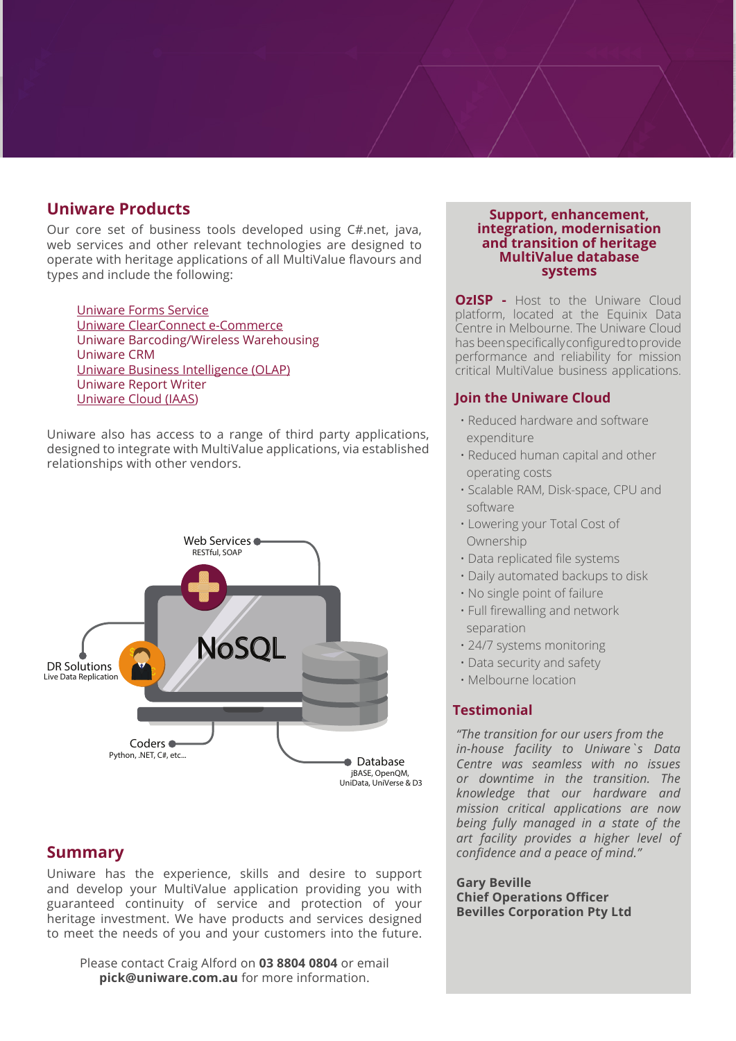## Uniware Products

Our core set of business tools developed using C#.net, java, web services and other relevant technologies are designed to operate with heritage applications of all MultiValue flavours and types and include the following:

- Uniware Forms Service
- Uniware ClearConnect e-Commerce
- Uniware Barcoding/Wireless Warehousing
- Uniware CRM
- Uniware Business Intelligence (OLAP)
- Uniware Report Writer
- Uniware Cloud (IAAS)

Uniware also has access to a range of third party applications, designed to integrate with MultiValue applications, via established relationships with other vendors.

Web Services
RESTful, SOAP

NoSQL

DR Solutions
Live Data Replication

Coders
Python, .NET, C#, etc...

Database
jBASE, OpenQM, UniData, UniVerse & D3

## Summary

Uniware has the experience, skills and desire to support and develop your MultiValue application providing you with guaranteed continuity of service and protection of your heritage investment. We have products and services designed to meet the needs of you and your customers into the future.

Please contact Craig Alford on **03 8804 0804** or email **pick@uniware.com.au** for more information.

## Support, enhancement, integration, modernisation and transition of heritage MultiValue database systems

**OzISP -** Host to the Uniware Cloud platform, located at the Equinix Data Centre in Melbourne. The Uniware Cloud has been specifically configured to provide performance and reliability for mission critical MultiValue business applications.

### Join the Uniware Cloud

- Reduced hardware and software expenditure
- Reduced human capital and other operating costs
- Scalable RAM, Disk-space, CPU and software
- Lowering your Total Cost of Ownership
- Data replicated file systems
- Daily automated backups to disk
- No single point of failure
- Full firewalling and network separation
- 24/7 systems monitoring
- Data security and safety
- Melbourne location

### Testimonial

*"The transition for our users from the in-house facility to Uniware`s Data Centre was seamless with no issues or downtime in the transition. The knowledge that our hardware and mission critical applications are now being fully managed in a state of the art facility provides a higher level of confidence and a peace of mind."*

**Gary Beville**
**Chief Operations Officer**
**Bevilles Corporation Pty Ltd**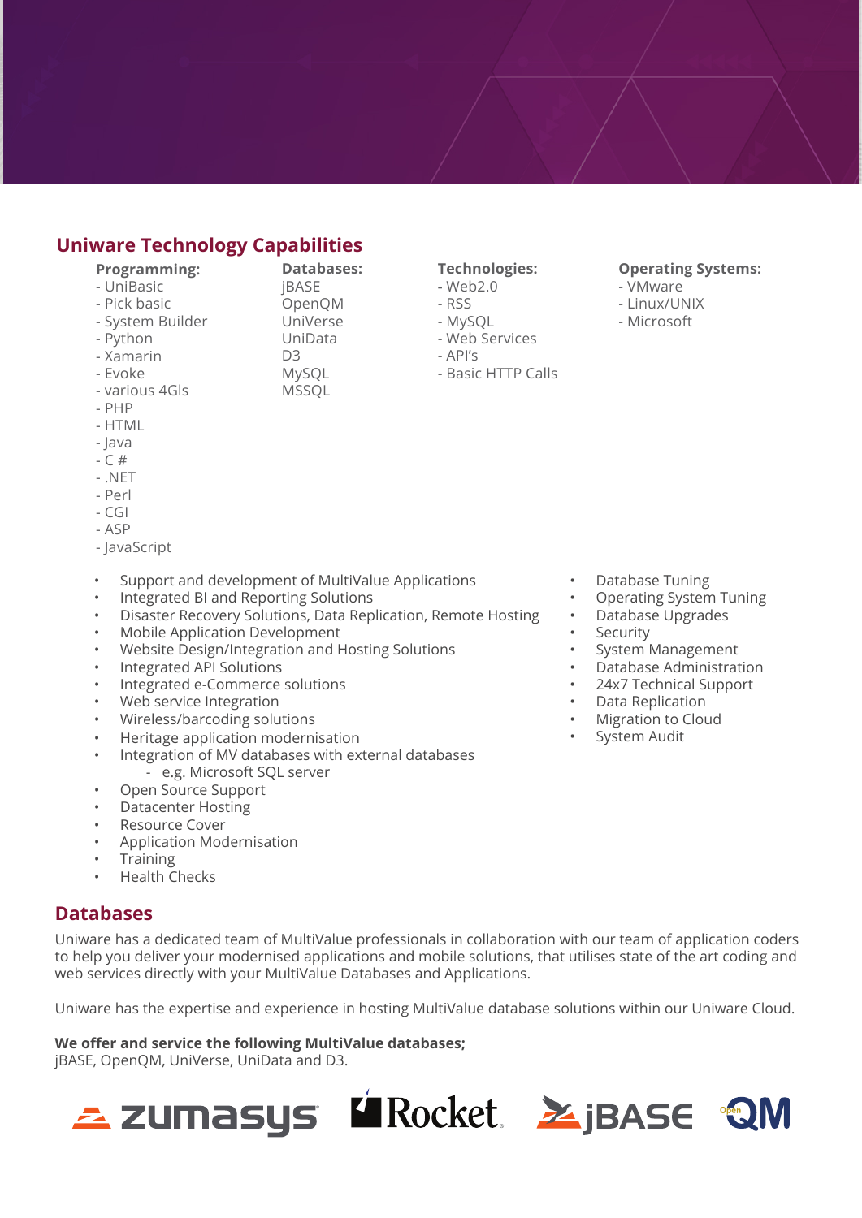## Uniware Technology Capabilities

**Programming:**
- UniBasic
- Pick basic
- System Builder
- Python
- Xamarin
- Evoke
- various 4Gls
- PHP
- HTML
- Java
- C #
- .NET
- Perl
- CGI
- ASP
- JavaScript

**Databases:**
jBASE
OpenQM
UniVerse
UniData
D3
MySQL
MSSQL

**Technologies:**
- Web2.0
- RSS
- MySQL
- Web Services
- API's
- Basic HTTP Calls

**Operating Systems:**
- VMware
- Linux/UNIX
- Microsoft

- Support and development of MultiValue Applications
- Integrated BI and Reporting Solutions
- Disaster Recovery Solutions, Data Replication, Remote Hosting
- Mobile Application Development
- Website Design/Integration and Hosting Solutions
- Integrated API Solutions
- Integrated e-Commerce solutions
- Web service Integration
- Wireless/barcoding solutions
- Heritage application modernisation
- Integration of MV databases with external databases
    - e.g. Microsoft SQL server
- Open Source Support
- Datacenter Hosting
- Resource Cover
- Application Modernisation
- Training
- Health Checks

- Database Tuning
- Operating System Tuning
- Database Upgrades
- Security
- System Management
- Database Administration
- 24x7 Technical Support
- Data Replication
- Migration to Cloud
- System Audit

## Databases

Uniware has a dedicated team of MultiValue professionals in collaboration with our team of application coders to help you deliver your modernised applications and mobile solutions, that utilises state of the art coding and web services directly with your MultiValue Databases and Applications.

Uniware has the expertise and experience in hosting MultiValue database solutions within our Uniware Cloud.

**We offer and service the following MultiValue databases;**
jBASE, OpenQM, UniVerse, UniData and D3.

zumasys Rocket jBASE OpenQM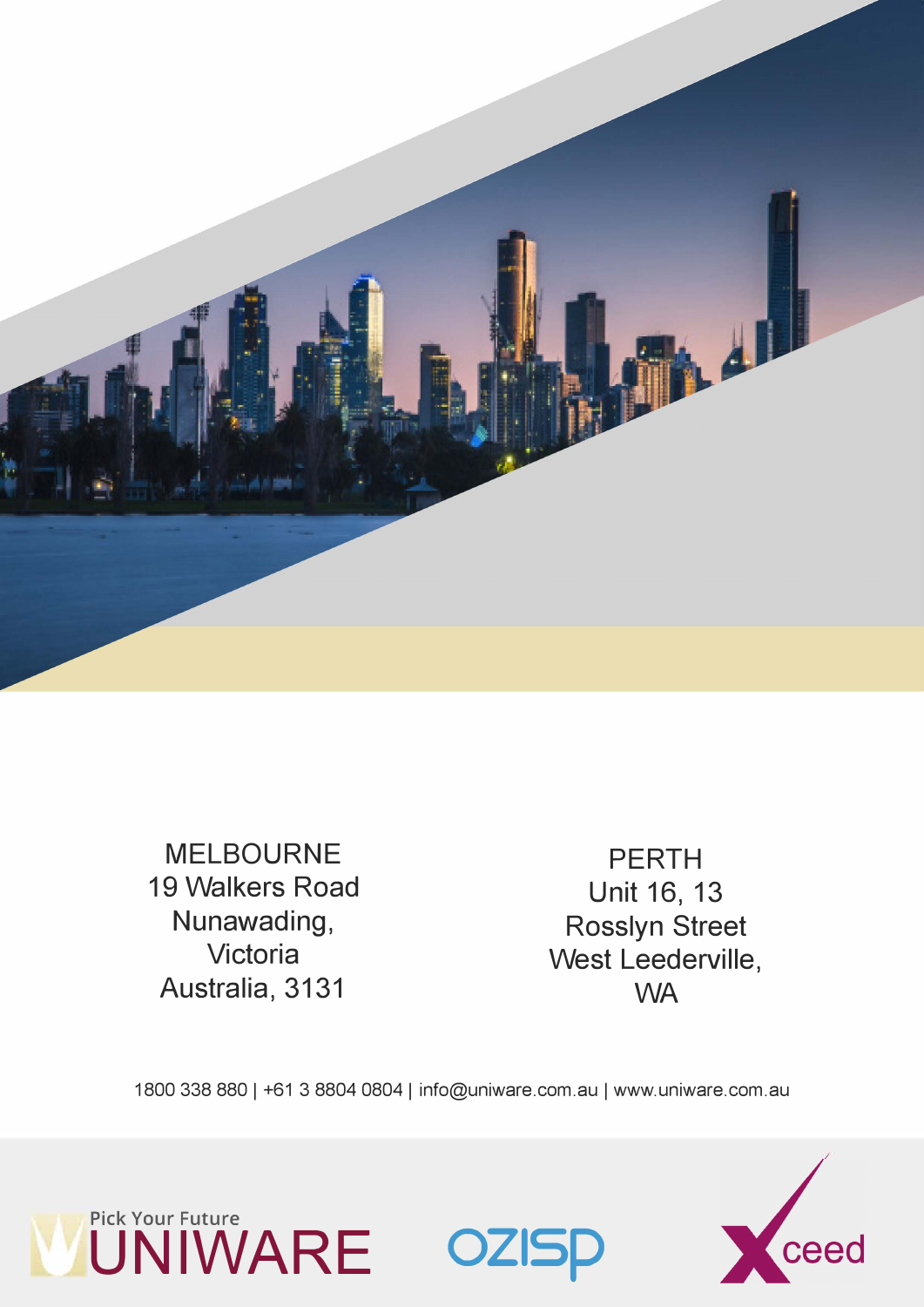MELBOURNE
19 Walkers Road
Nunawading,
Victoria
Australia, 3131

PERTH
Unit 16, 13
Rosslyn Street
West Leederville,
WA

1800 338 880 | +61 3 8804 0804 | info@uniware.com.au | www.uniware.com.au

Pick Your Future UNIWARE

OZISP

Xceed